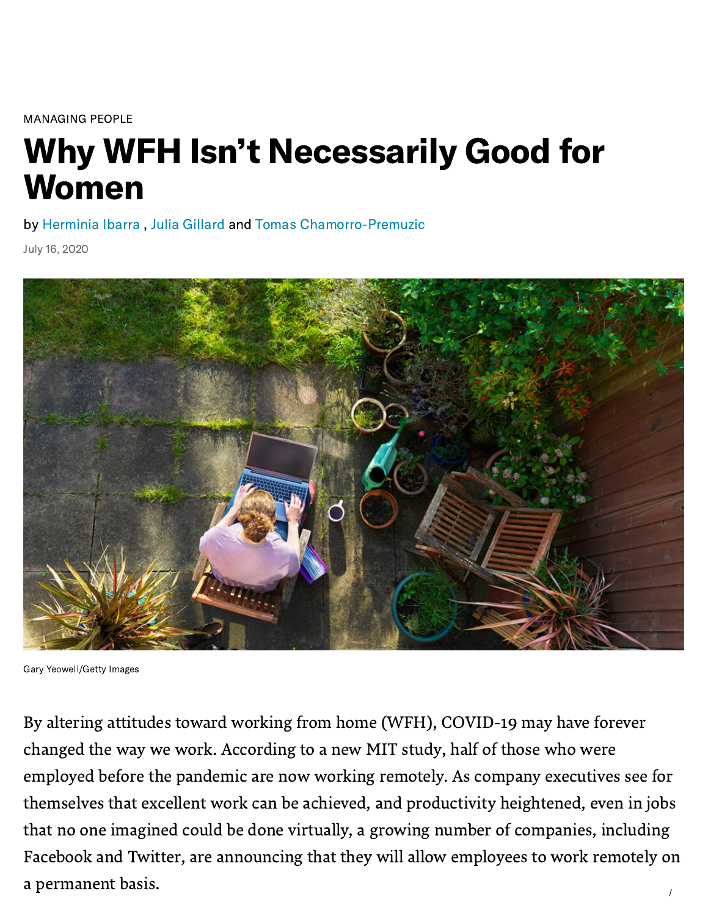MANAGING PEOPLE

# Why WFH Isn't Necessarily Good for Women

by Herminia Ibarra , Julia Gillard and Tomas Chamorro-Premuzic

July 16, 2020

Gary Yeowell/Getty Images

By altering attitudes toward working from home (WFH), COVID-19 may have forever changed the way we work. According to a new MIT study, half of those who were employed before the pandemic are now working remotely. As company executives see for themselves that excellent work can be achieved, and productivity heightened, even in jobs that no one imagined could be done virtually, a growing number of companies, including Facebook and Twitter, are announcing that they will allow employees to work remotely on a permanent basis.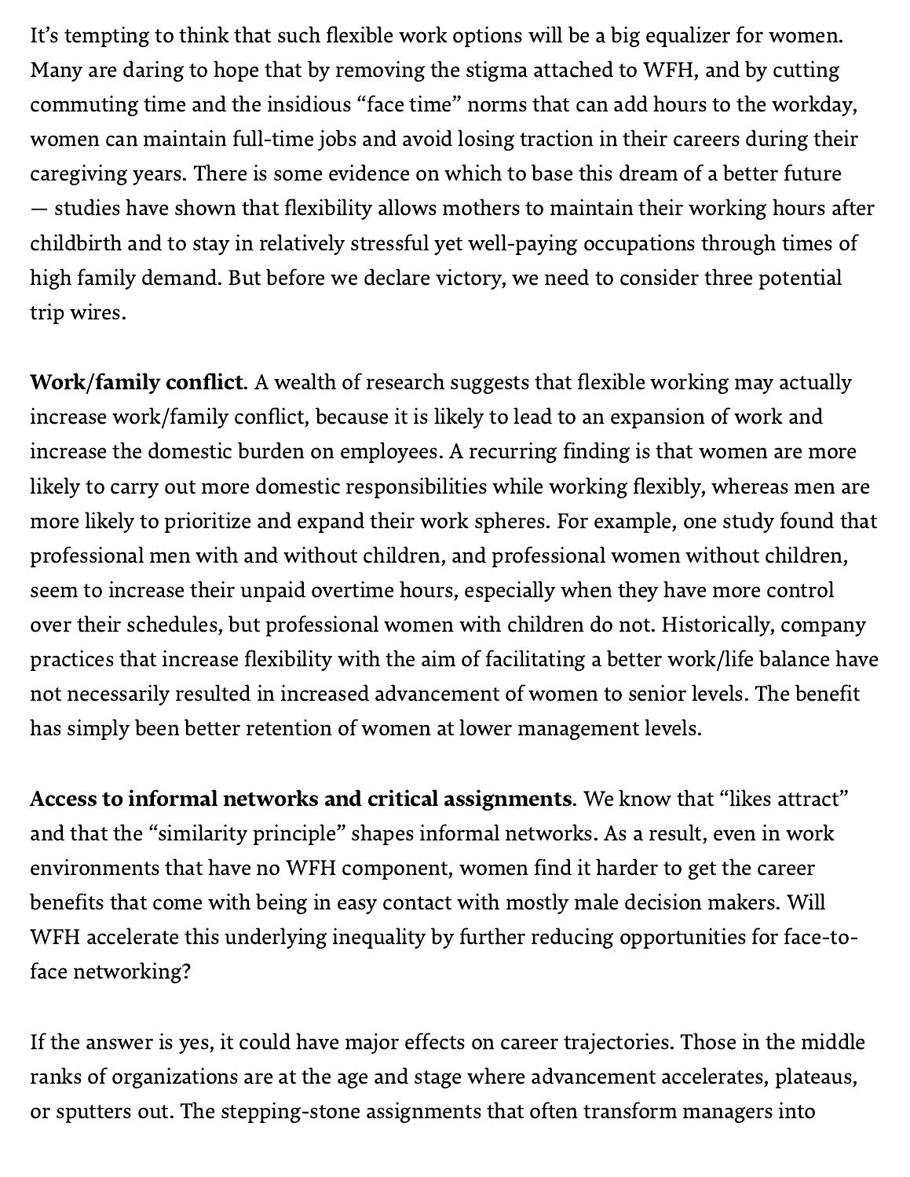It's tempting to think that such flexible work options will be a big equalizer for women. Many are daring to hope that by removing the stigma attached to WFH, and by cutting commuting time and the insidious "face time" norms that can add hours to the workday, women can maintain full-time jobs and avoid losing traction in their careers during their caregiving years. There is some evidence on which to base this dream of a better future — studies have shown that flexibility allows mothers to maintain their working hours after childbirth and to stay in relatively stressful yet well-paying occupations through times of high family demand. But before we declare victory, we need to consider three potential trip wires.

**Work/family conflict**. A wealth of research suggests that flexible working may actually increase work/family conflict, because it is likely to lead to an expansion of work and increase the domestic burden on employees. A recurring finding is that women are more likely to carry out more domestic responsibilities while working flexibly, whereas men are more likely to prioritize and expand their work spheres. For example, one study found that professional men with and without children, and professional women without children, seem to increase their unpaid overtime hours, especially when they have more control over their schedules, but professional women with children do not. Historically, company practices that increase flexibility with the aim of facilitating a better work/life balance have not necessarily resulted in increased advancement of women to senior levels. The benefit has simply been better retention of women at lower management levels.

**Access to informal networks and critical assignments**. We know that "likes attract" and that the "similarity principle" shapes informal networks. As a result, even in work environments that have no WFH component, women find it harder to get the career benefits that come with being in easy contact with mostly male decision makers. Will WFH accelerate this underlying inequality by further reducing opportunities for face-to-face networking?

If the answer is yes, it could have major effects on career trajectories. Those in the middle ranks of organizations are at the age and stage where advancement accelerates, plateaus, or sputters out. The stepping-stone assignments that often transform managers into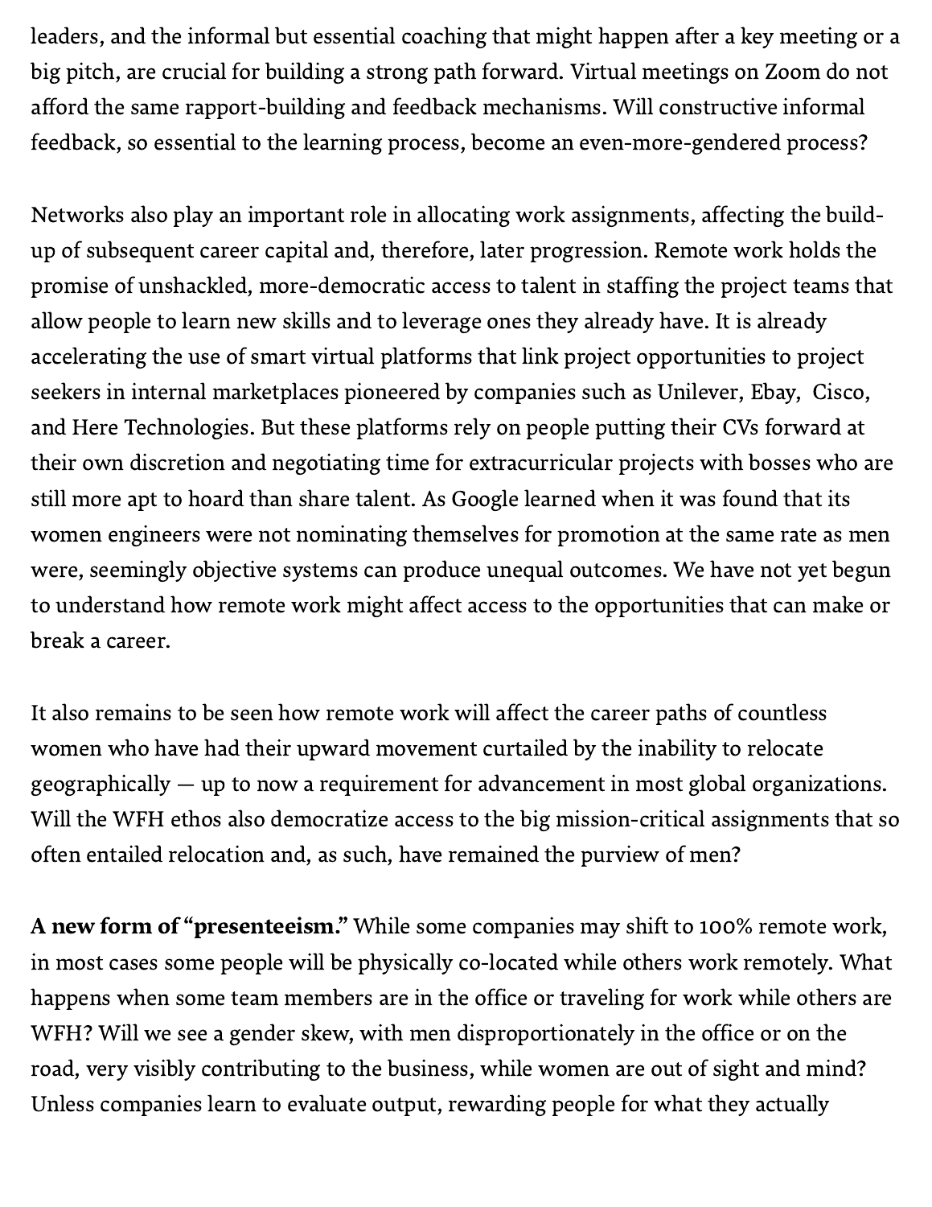leaders, and the informal but essential coaching that might happen after a key meeting or a big pitch, are crucial for building a strong path forward. Virtual meetings on Zoom do not afford the same rapport-building and feedback mechanisms. Will constructive informal feedback, so essential to the learning process, become an even-more-gendered process?

Networks also play an important role in allocating work assignments, affecting the build-up of subsequent career capital and, therefore, later progression. Remote work holds the promise of unshackled, more-democratic access to talent in staffing the project teams that allow people to learn new skills and to leverage ones they already have. It is already accelerating the use of smart virtual platforms that link project opportunities to project seekers in internal marketplaces pioneered by companies such as Unilever, Ebay, Cisco, and Here Technologies. But these platforms rely on people putting their CVs forward at their own discretion and negotiating time for extracurricular projects with bosses who are still more apt to hoard than share talent. As Google learned when it was found that its women engineers were not nominating themselves for promotion at the same rate as men were, seemingly objective systems can produce unequal outcomes. We have not yet begun to understand how remote work might affect access to the opportunities that can make or break a career.

It also remains to be seen how remote work will affect the career paths of countless women who have had their upward movement curtailed by the inability to relocate geographically — up to now a requirement for advancement in most global organizations. Will the WFH ethos also democratize access to the big mission-critical assignments that so often entailed relocation and, as such, have remained the purview of men?

**A new form of "presenteeism."** While some companies may shift to 100% remote work, in most cases some people will be physically co-located while others work remotely. What happens when some team members are in the office or traveling for work while others are WFH? Will we see a gender skew, with men disproportionately in the office or on the road, very visibly contributing to the business, while women are out of sight and mind? Unless companies learn to evaluate output, rewarding people for what they actually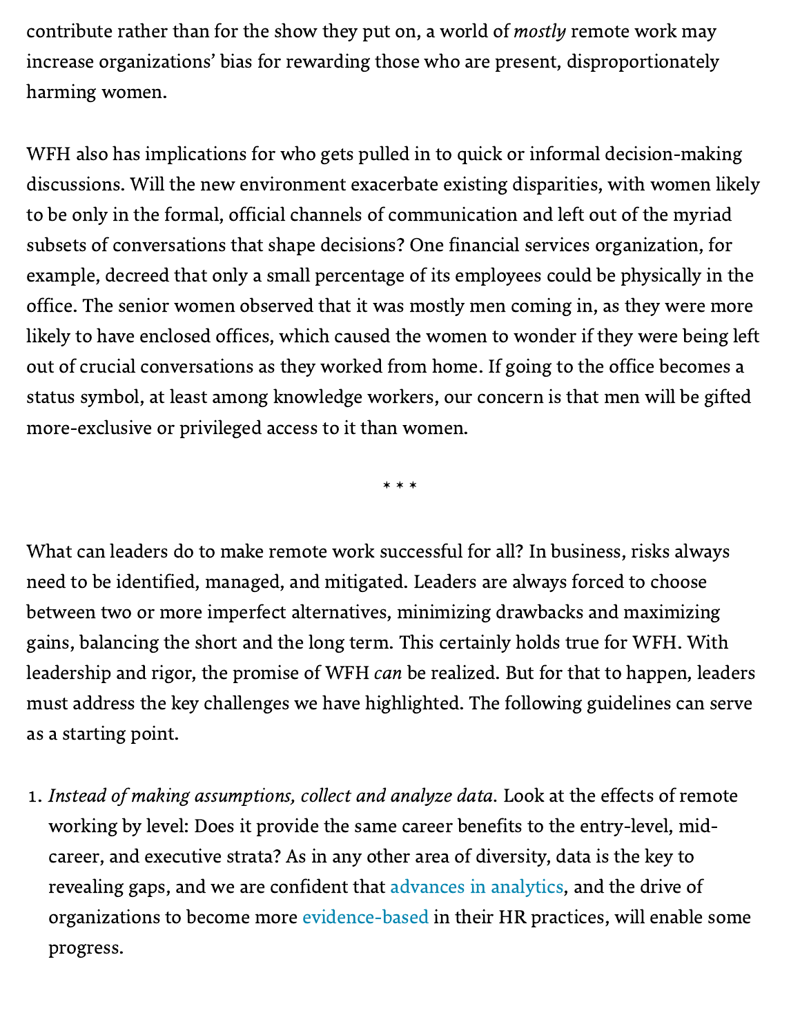contribute rather than for the show they put on, a world of *mostly* remote work may increase organizations' bias for rewarding those who are present, disproportionately harming women.

WFH also has implications for who gets pulled in to quick or informal decision-making discussions. Will the new environment exacerbate existing disparities, with women likely to be only in the formal, official channels of communication and left out of the myriad subsets of conversations that shape decisions? One financial services organization, for example, decreed that only a small percentage of its employees could be physically in the office. The senior women observed that it was mostly men coming in, as they were more likely to have enclosed offices, which caused the women to wonder if they were being left out of crucial conversations as they worked from home. If going to the office becomes a status symbol, at least among knowledge workers, our concern is that men will be gifted more-exclusive or privileged access to it than women.

\* \* \*

What can leaders do to make remote work successful for all? In business, risks always need to be identified, managed, and mitigated. Leaders are always forced to choose between two or more imperfect alternatives, minimizing drawbacks and maximizing gains, balancing the short and the long term. This certainly holds true for WFH. With leadership and rigor, the promise of WFH *can* be realized. But for that to happen, leaders must address the key challenges we have highlighted. The following guidelines can serve as a starting point.

1. *Instead of making assumptions, collect and analyze data.* Look at the effects of remote working by level: Does it provide the same career benefits to the entry-level, mid-career, and executive strata? As in any other area of diversity, data is the key to revealing gaps, and we are confident that advances in analytics, and the drive of organizations to become more evidence-based in their HR practices, will enable some progress.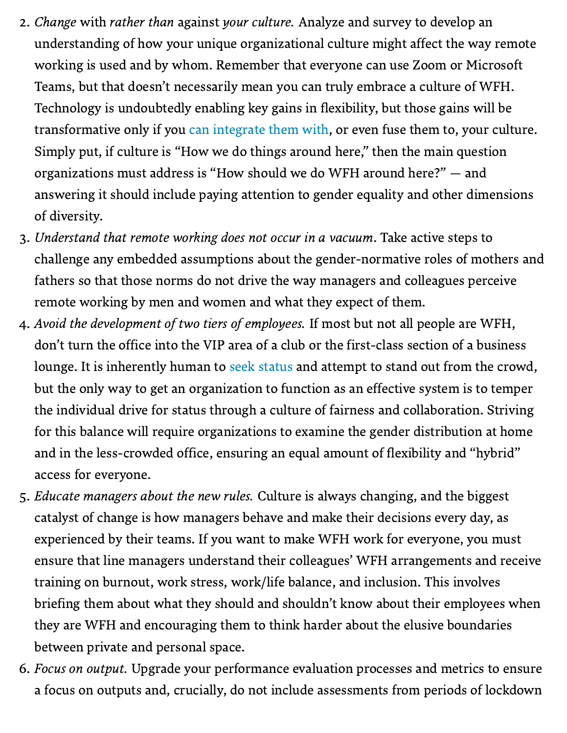2. *Change* with *rather than* against *your culture.* Analyze and survey to develop an understanding of how your unique organizational culture might affect the way remote working is used and by whom. Remember that everyone can use Zoom or Microsoft Teams, but that doesn't necessarily mean you can truly embrace a culture of WFH. Technology is undoubtedly enabling key gains in flexibility, but those gains will be transformative only if you can integrate them with, or even fuse them to, your culture. Simply put, if culture is "How we do things around here," then the main question organizations must address is "How should we do WFH around here?" — and answering it should include paying attention to gender equality and other dimensions of diversity.
3. *Understand that remote working does not occur in a vacuum.* Take active steps to challenge any embedded assumptions about the gender-normative roles of mothers and fathers so that those norms do not drive the way managers and colleagues perceive remote working by men and women and what they expect of them.
4. *Avoid the development of two tiers of employees.* If most but not all people are WFH, don't turn the office into the VIP area of a club or the first-class section of a business lounge. It is inherently human to seek status and attempt to stand out from the crowd, but the only way to get an organization to function as an effective system is to temper the individual drive for status through a culture of fairness and collaboration. Striving for this balance will require organizations to examine the gender distribution at home and in the less-crowded office, ensuring an equal amount of flexibility and "hybrid" access for everyone.
5. *Educate managers about the new rules.* Culture is always changing, and the biggest catalyst of change is how managers behave and make their decisions every day, as experienced by their teams. If you want to make WFH work for everyone, you must ensure that line managers understand their colleagues' WFH arrangements and receive training on burnout, work stress, work/life balance, and inclusion. This involves briefing them about what they should and shouldn't know about their employees when they are WFH and encouraging them to think harder about the elusive boundaries between private and personal space.
6. *Focus on output.* Upgrade your performance evaluation processes and metrics to ensure a focus on outputs and, crucially, do not include assessments from periods of lockdown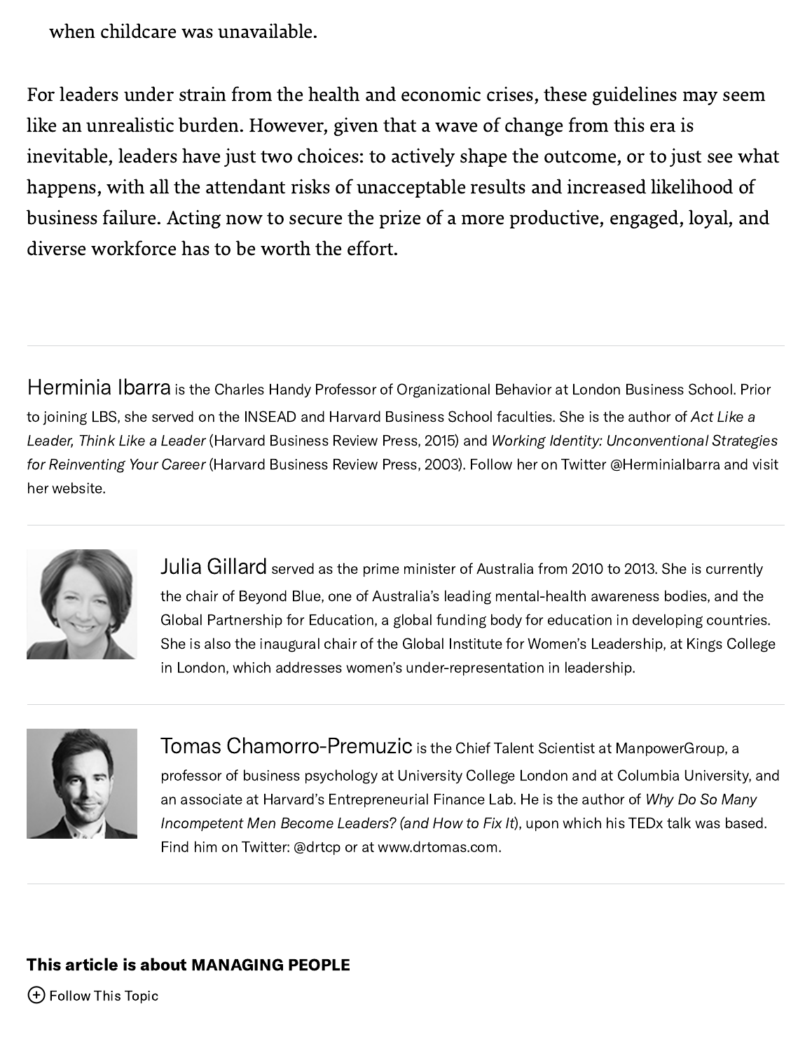when childcare was unavailable.

For leaders under strain from the health and economic crises, these guidelines may seem like an unrealistic burden. However, given that a wave of change from this era is inevitable, leaders have just two choices: to actively shape the outcome, or to just see what happens, with all the attendant risks of unacceptable results and increased likelihood of business failure. Acting now to secure the prize of a more productive, engaged, loyal, and diverse workforce has to be worth the effort.

---

Herminia Ibarra is the Charles Handy Professor of Organizational Behavior at London Business School. Prior to joining LBS, she served on the INSEAD and Harvard Business School faculties. She is the author of *Act Like a Leader, Think Like a Leader* (Harvard Business Review Press, 2015) and *Working Identity: Unconventional Strategies for Reinventing Your Career* (Harvard Business Review Press, 2003). Follow her on Twitter @HerminiaIbarra and visit her website.

---

Julia Gillard served as the prime minister of Australia from 2010 to 2013. She is currently the chair of Beyond Blue, one of Australia's leading mental-health awareness bodies, and the Global Partnership for Education, a global funding body for education in developing countries. She is also the inaugural chair of the Global Institute for Women's Leadership, at Kings College in London, which addresses women's under-representation in leadership.

---

Tomas Chamorro-Premuzic is the Chief Talent Scientist at ManpowerGroup, a professor of business psychology at University College London and at Columbia University, and an associate at Harvard's Entrepreneurial Finance Lab. He is the author of *Why Do So Many Incompetent Men Become Leaders? (and How to Fix It)*, upon which his TEDx talk was based. Find him on Twitter: @drtcp or at www.drtomas.com.

---

**This article is about MANAGING PEOPLE**

Follow This Topic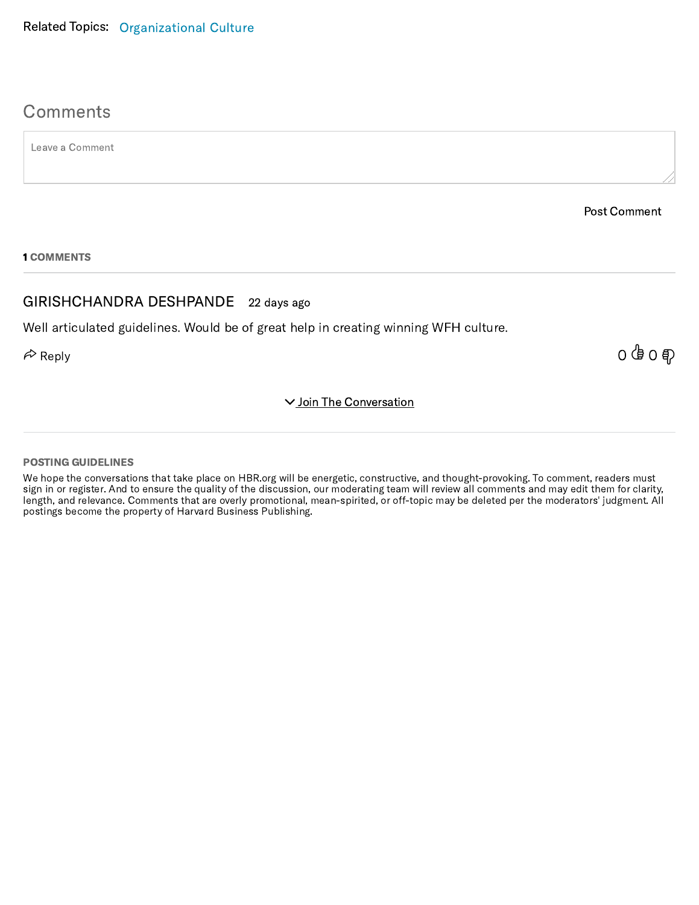Related Topics: Organizational Culture

## Comments

Leave a Comment

Post Comment

**1 COMMENTS**

GIRISHCHANDRA DESHPANDE 22 days ago

Well articulated guidelines. Would be of great help in creating winning WFH culture.

Reply 0 0

Join The Conversation

**POSTING GUIDELINES**

We hope the conversations that take place on HBR.org will be energetic, constructive, and thought-provoking. To comment, readers must sign in or register. And to ensure the quality of the discussion, our moderating team will review all comments and may edit them for clarity, length, and relevance. Comments that are overly promotional, mean-spirited, or off-topic may be deleted per the moderators' judgment. All postings become the property of Harvard Business Publishing.